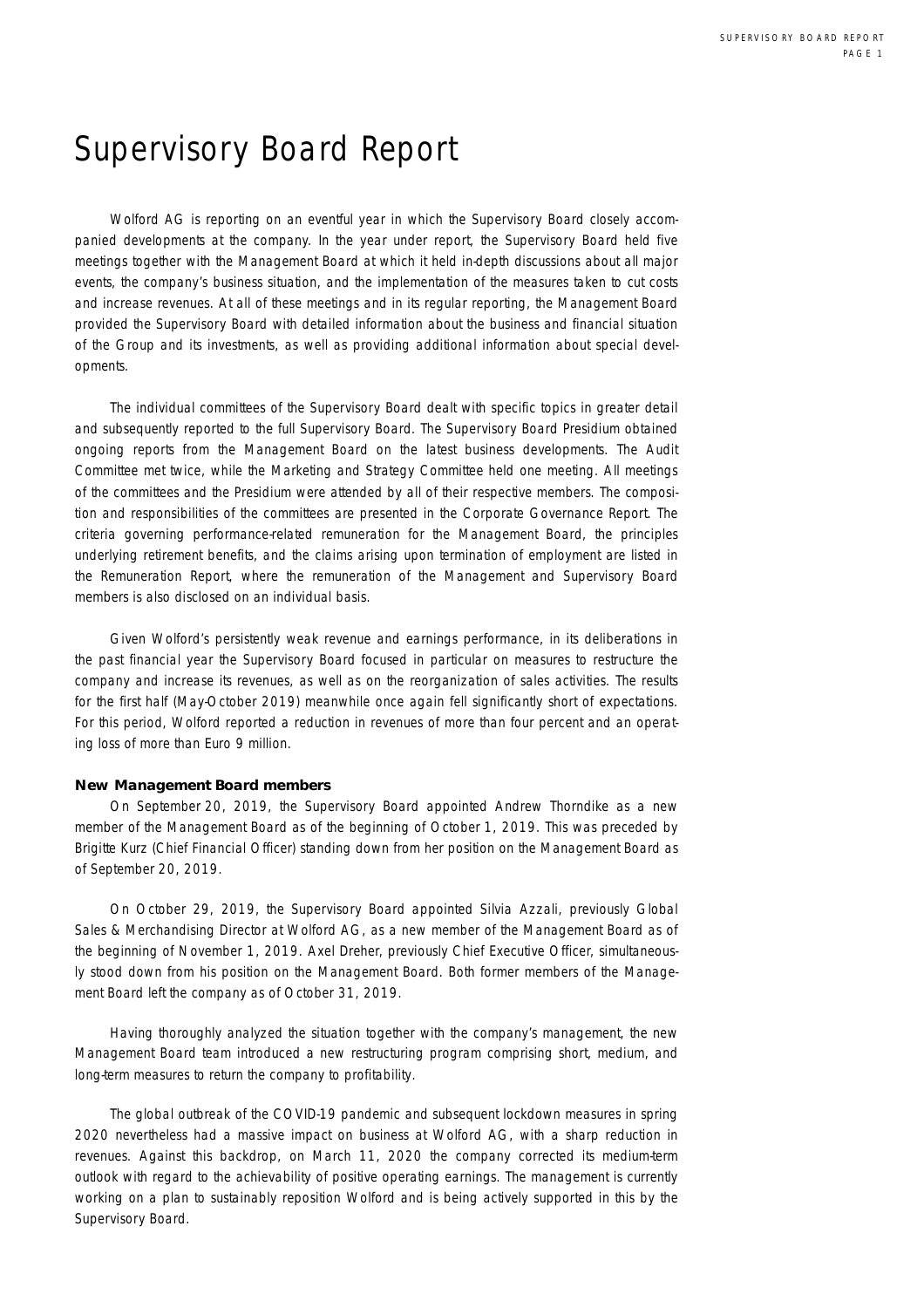# Supervisory Board Report

Wolford AG is reporting on an eventful year in which the Supervisory Board closely accompanied developments at the company. In the year under report, the Supervisory Board held five meetings together with the Management Board at which it held in-depth discussions about all major events, the company's business situation, and the implementation of the measures taken to cut costs and increase revenues. At all of these meetings and in its regular reporting, the Management Board provided the Supervisory Board with detailed information about the business and financial situation of the Group and its investments, as well as providing additional information about special developments.

The individual committees of the Supervisory Board dealt with specific topics in greater detail and subsequently reported to the full Supervisory Board. The Supervisory Board Presidium obtained ongoing reports from the Management Board on the latest business developments. The Audit Committee met twice, while the Marketing and Strategy Committee held one meeting. All meetings of the committees and the Presidium were attended by all of their respective members. The composition and responsibilities of the committees are presented in the Corporate Governance Report. The criteria governing performance-related remuneration for the Management Board, the principles underlying retirement benefits, and the claims arising upon termination of employment are listed in the Remuneration Report, where the remuneration of the Management and Supervisory Board members is also disclosed on an individual basis.

Given Wolford's persistently weak revenue and earnings performance, in its deliberations in the past financial year the Supervisory Board focused in particular on measures to restructure the company and increase its revenues, as well as on the reorganization of sales activities. The results for the first half (May-October 2019) meanwhile once again fell significantly short of expectations. For this period, Wolford reported a reduction in revenues of more than four percent and an operating loss of more than Euro 9 million.

**New Management Board members**

On September 20, 2019, the Supervisory Board appointed Andrew Thorndike as a new member of the Management Board as of the beginning of October 1, 2019. This was preceded by Brigitte Kurz (Chief Financial Officer) standing down from her position on the Management Board as of September 20, 2019.

On October 29, 2019, the Supervisory Board appointed Silvia Azzali, previously Global Sales & Merchandising Director at Wolford AG, as a new member of the Management Board as of the beginning of November 1, 2019. Axel Dreher, previously Chief Executive Officer, simultaneously stood down from his position on the Management Board. Both former members of the Management Board left the company as of October 31, 2019.

Having thoroughly analyzed the situation together with the company's management, the new Management Board team introduced a new restructuring program comprising short, medium, and long-term measures to return the company to profitability.

The global outbreak of the COVID-19 pandemic and subsequent lockdown measures in spring 2020 nevertheless had a massive impact on business at Wolford AG, with a sharp reduction in revenues. Against this backdrop, on March 11, 2020 the company corrected its medium-term outlook with regard to the achievability of positive operating earnings. The management is currently working on a plan to sustainably reposition Wolford and is being actively supported in this by the Supervisory Board.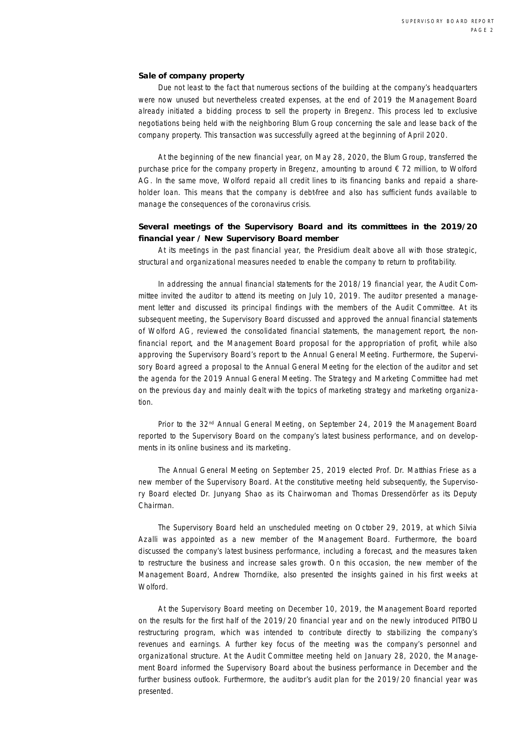**Sale of company property**

Due not least to the fact that numerous sections of the building at the company's headquarters were now unused but nevertheless created expenses, at the end of 2019 the Management Board already initiated a bidding process to sell the property in Bregenz. This process led to exclusive negotiations being held with the neighboring Blum Group concerning the sale and lease back of the company property. This transaction was successfully agreed at the beginning of April 2020.

At the beginning of the new financial year, on May 28, 2020, the Blum Group, transferred the purchase price for the company property in Bregenz, amounting to around € 72 million, to Wolford AG. In the same move, Wolford repaid all credit lines to its financing banks and repaid a shareholder loan. This means that the company is debt-free and also has sufficient funds available to manage the consequences of the coronavirus crisis.

**Several meetings of the Supervisory Board and its committees in the 2019/20 financial year / New Supervisory Board member**

At its meetings in the past financial year, the Presidium dealt above all with those strategic, structural and organizational measures needed to enable the company to return to profitability.

In addressing the annual financial statements for the 2018/19 financial year, the Audit Committee invited the auditor to attend its meeting on July 10, 2019. The auditor presented a management letter and discussed its principal findings with the members of the Audit Committee. At its subsequent meeting, the Supervisory Board discussed and approved the annual financial statements of Wolford AG, reviewed the consolidated financial statements, the management report, the non-financial report, and the Management Board proposal for the appropriation of profit, while also approving the Supervisory Board's report to the Annual General Meeting. Furthermore, the Supervisory Board agreed a proposal to the Annual General Meeting for the election of the auditor and set the agenda for the 2019 Annual General Meeting. The Strategy and Marketing Committee had met on the previous day and mainly dealt with the topics of marketing strategy and marketing organization.

Prior to the 32nd Annual General Meeting, on September 24, 2019 the Management Board reported to the Supervisory Board on the company's latest business performance, and on developments in its online business and its marketing.

The Annual General Meeting on September 25, 2019 elected Prof. Dr. Matthias Friese as a new member of the Supervisory Board. At the constitutive meeting held subsequently, the Supervisory Board elected Dr. Junyang Shao as its Chairwoman and Thomas Dressendörfer as its Deputy Chairman.

The Supervisory Board held an unscheduled meeting on October 29, 2019, at which Silvia Azalli was appointed as a new member of the Management Board. Furthermore, the board discussed the company's latest business performance, including a forecast, and the measures taken to restructure the business and increase sales growth. On this occasion, the new member of the Management Board, Andrew Thorndike, also presented the insights gained in his first weeks at Wolford.

At the Supervisory Board meeting on December 10, 2019, the Management Board reported on the results for the first half of the 2019/20 financial year and on the newly introduced PITBOLI restructuring program, which was intended to contribute directly to stabilizing the company's revenues and earnings. A further key focus of the meeting was the company's personnel and organizational structure. At the Audit Committee meeting held on January 28, 2020, the Management Board informed the Supervisory Board about the business performance in December and the further business outlook. Furthermore, the auditor's audit plan for the 2019/20 financial year was presented.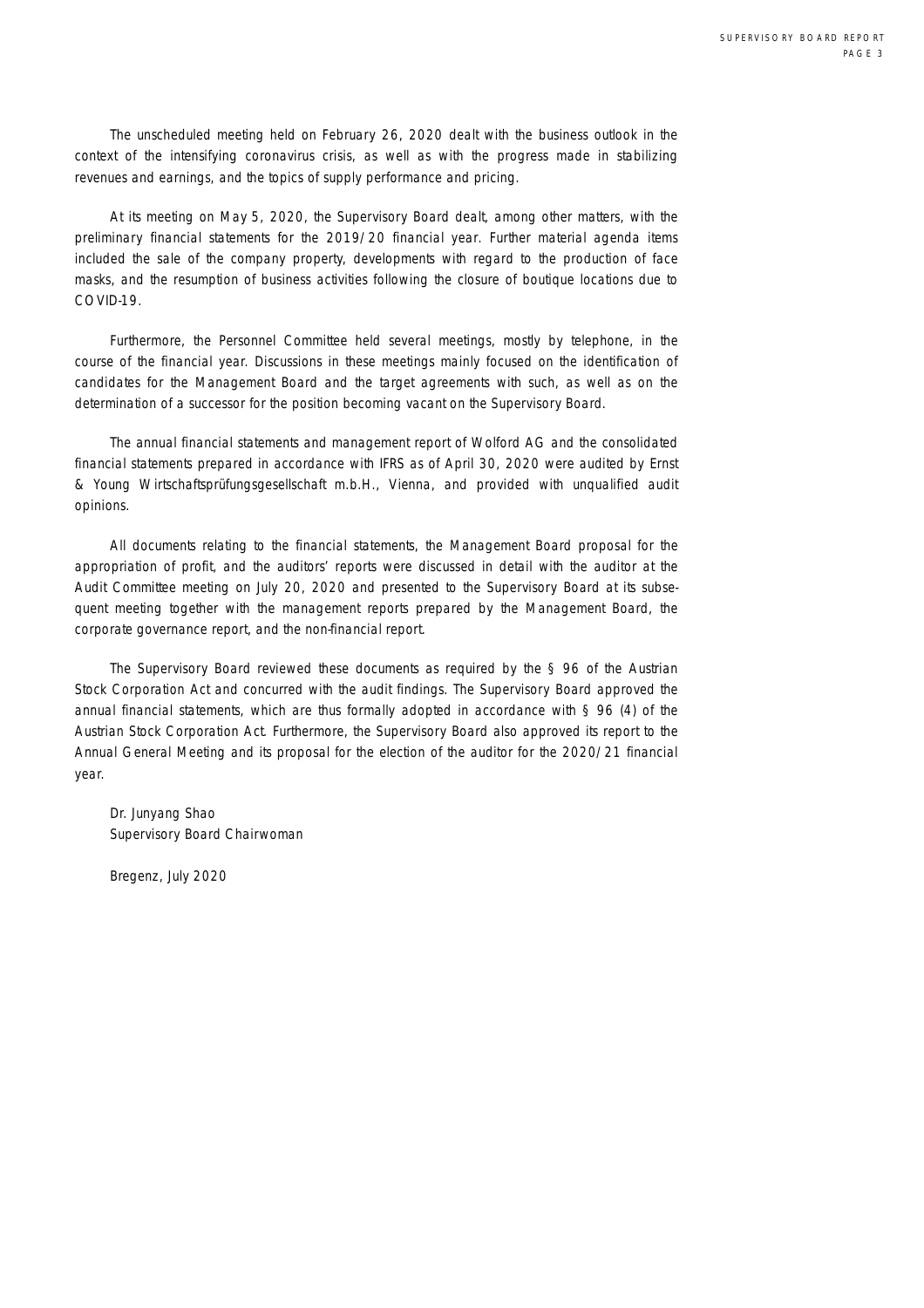The unscheduled meeting held on February 26, 2020 dealt with the business outlook in the context of the intensifying coronavirus crisis, as well as with the progress made in stabilizing revenues and earnings, and the topics of supply performance and pricing.

At its meeting on May 5, 2020, the Supervisory Board dealt, among other matters, with the preliminary financial statements for the 2019/20 financial year. Further material agenda items included the sale of the company property, developments with regard to the production of face masks, and the resumption of business activities following the closure of boutique locations due to COVID-19.

Furthermore, the Personnel Committee held several meetings, mostly by telephone, in the course of the financial year. Discussions in these meetings mainly focused on the identification of candidates for the Management Board and the target agreements with such, as well as on the determination of a successor for the position becoming vacant on the Supervisory Board.

The annual financial statements and management report of Wolford AG and the consolidated financial statements prepared in accordance with IFRS as of April 30, 2020 were audited by Ernst & Young Wirtschaftsprüfungsgesellschaft m.b.H., Vienna, and provided with unqualified audit opinions.

All documents relating to the financial statements, the Management Board proposal for the appropriation of profit, and the auditors' reports were discussed in detail with the auditor at the Audit Committee meeting on July 20, 2020 and presented to the Supervisory Board at its subsequent meeting together with the management reports prepared by the Management Board, the corporate governance report, and the non-financial report.

The Supervisory Board reviewed these documents as required by the § 96 of the Austrian Stock Corporation Act and concurred with the audit findings. The Supervisory Board approved the annual financial statements, which are thus formally adopted in accordance with § 96 (4) of the Austrian Stock Corporation Act. Furthermore, the Supervisory Board also approved its report to the Annual General Meeting and its proposal for the election of the auditor for the 2020/21 financial year.

Dr. Junyang Shao
Supervisory Board Chairwoman

Bregenz, July 2020